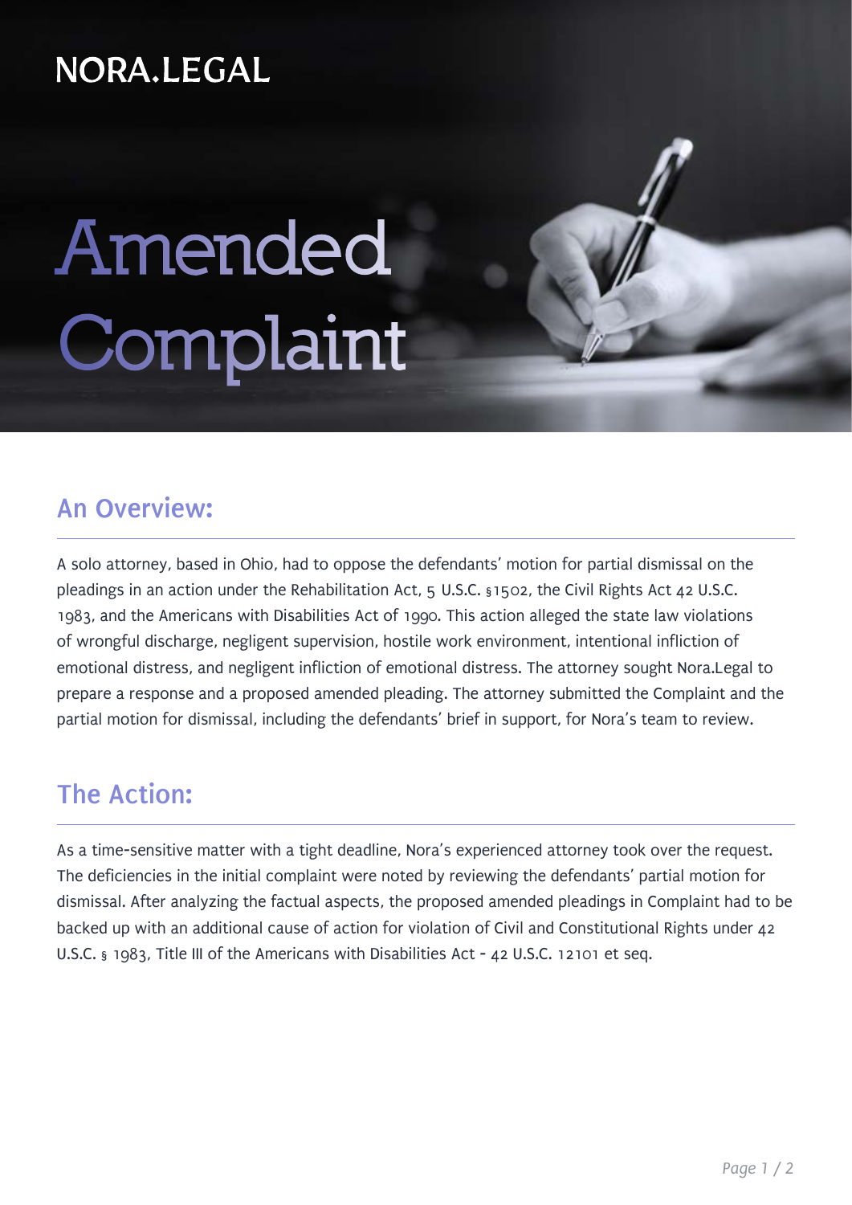NORA.LEGAL

# Amended Complaint

## An Overview:

A solo attorney, based in Ohio, had to oppose the defendants' motion for partial dismissal on the pleadings in an action under the Rehabilitation Act, 5 U.S.C. §1502, the Civil Rights Act 42 U.S.C. 1983, and the Americans with Disabilities Act of 1990. This action alleged the state law violations of wrongful discharge, negligent supervision, hostile work environment, intentional infliction of emotional distress, and negligent infliction of emotional distress. The attorney sought Nora.Legal to prepare a response and a proposed amended pleading. The attorney submitted the Complaint and the partial motion for dismissal, including the defendants' brief in support, for Nora's team to review.

## The Action:

As a time-sensitive matter with a tight deadline, Nora's experienced attorney took over the request. The deficiencies in the initial complaint were noted by reviewing the defendants' partial motion for dismissal. After analyzing the factual aspects, the proposed amended pleadings in Complaint had to be backed up with an additional cause of action for violation of Civil and Constitutional Rights under 42 U.S.C. § 1983, Title III of the Americans with Disabilities Act - 42 U.S.C. 12101 et seq.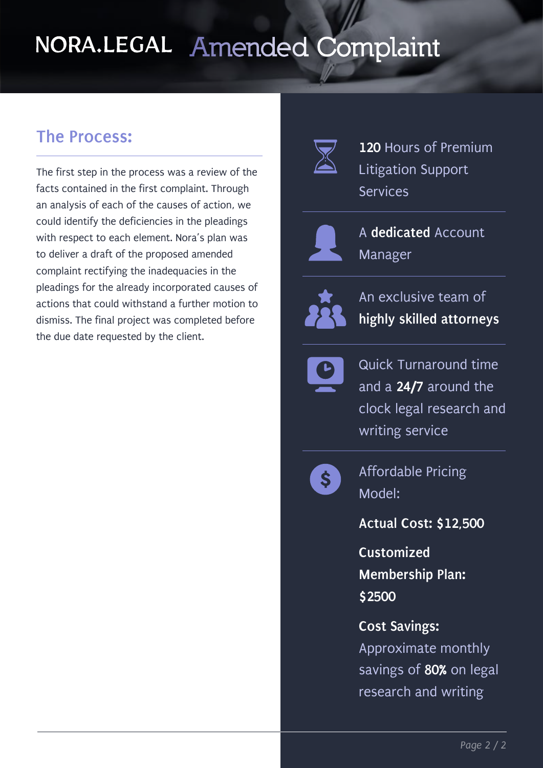# NORA.LEGAL Amended Complaint

## The Process:

The first step in the process was a review of the facts contained in the first complaint. Through an analysis of each of the causes of action, we could identify the deficiencies in the pleadings with respect to each element. Nora's plan was to deliver a draft of the proposed amended complaint rectifying the inadequacies in the pleadings for the already incorporated causes of actions that could withstand a further motion to dismiss. The final project was completed before the due date requested by the client.

**120** Hours of Premium Litigation Support Services

A **dedicated** Account Manager

An exclusive team of **highly skilled attorneys**

Quick Turnaround time and a **24/7** around the clock legal research and writing service

Affordable Pricing Model:

**Actual Cost: $12,500**

**Customized Membership Plan: $2500**

**Cost Savings:** Approximate monthly savings of **80%** on legal research and writing